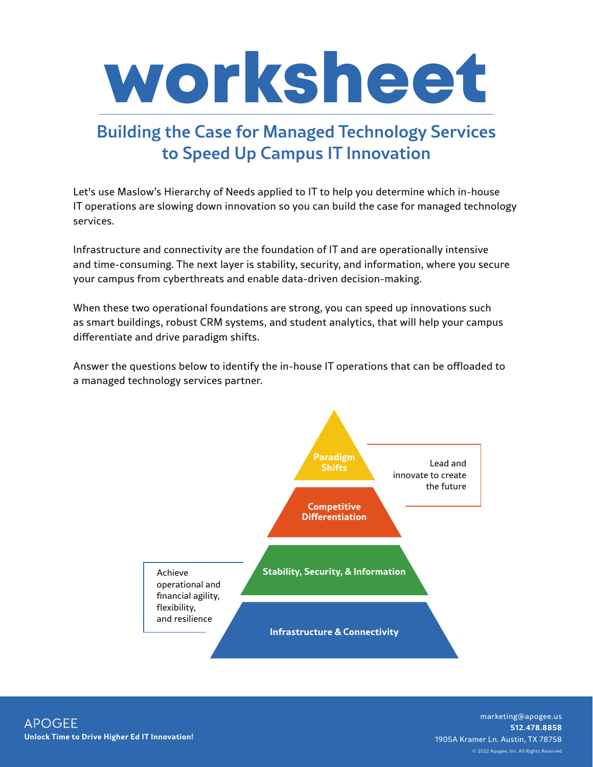# worksheet

## Building the Case for Managed Technology Services to Speed Up Campus IT Innovation

Let's use Maslow's Hierarchy of Needs applied to IT to help you determine which in-house IT operations are slowing down innovation so you can build the case for managed technology services.

Infrastructure and connectivity are the foundation of IT and are operationally intensive and time-consuming. The next layer is stability, security, and information, where you secure your campus from cyberthreats and enable data-driven decision-making.

When these two operational foundations are strong, you can speed up innovations such as smart buildings, robust CRM systems, and student analytics, that will help your campus differentiate and drive paradigm shifts.

Answer the questions below to identify the in-house IT operations that can be offloaded to a managed technology services partner.

Paradigm Shifts

Competitive Differentiation

Lead and innovate to create the future

Stability, Security, & Information

Infrastructure & Connectivity

Achieve operational and financial agility, flexibility, and resilience

APOGEE
**Unlock Time to Drive Higher Ed IT Innovation!**

marketing@apogee.us
**512.478.8858**
1905A Kramer Ln. Austin, TX 78758
© 2022 Apogee, Inc. All Rights Reserved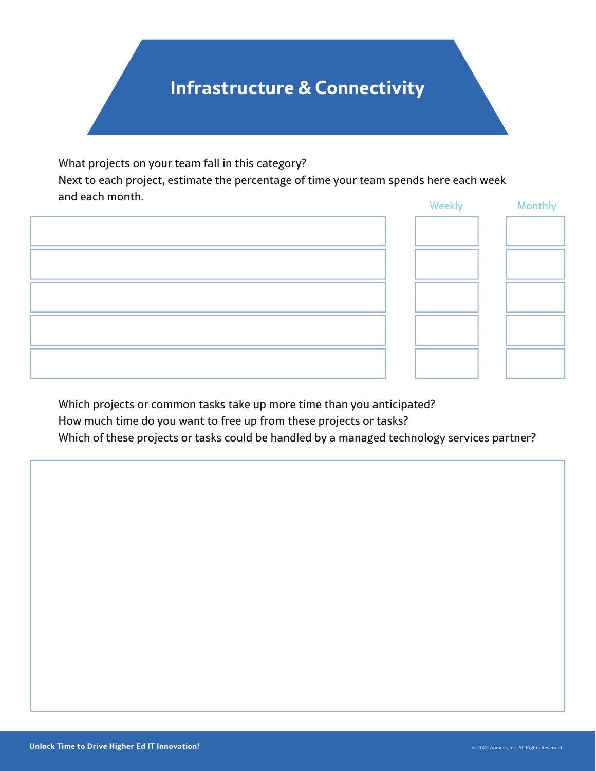# Infrastructure & Connectivity

What projects on your team fall in this category?
Next to each project, estimate the percentage of time your team spends here each week and each month.

| Project | Weekly | Monthly |
| --- | --- | --- |
| | | |
| | | |
| | | |
| | | |
| | | |

Which projects or common tasks take up more time than you anticipated?
How much time do you want to free up from these projects or tasks?
Which of these projects or tasks could be handled by a managed technology services partner?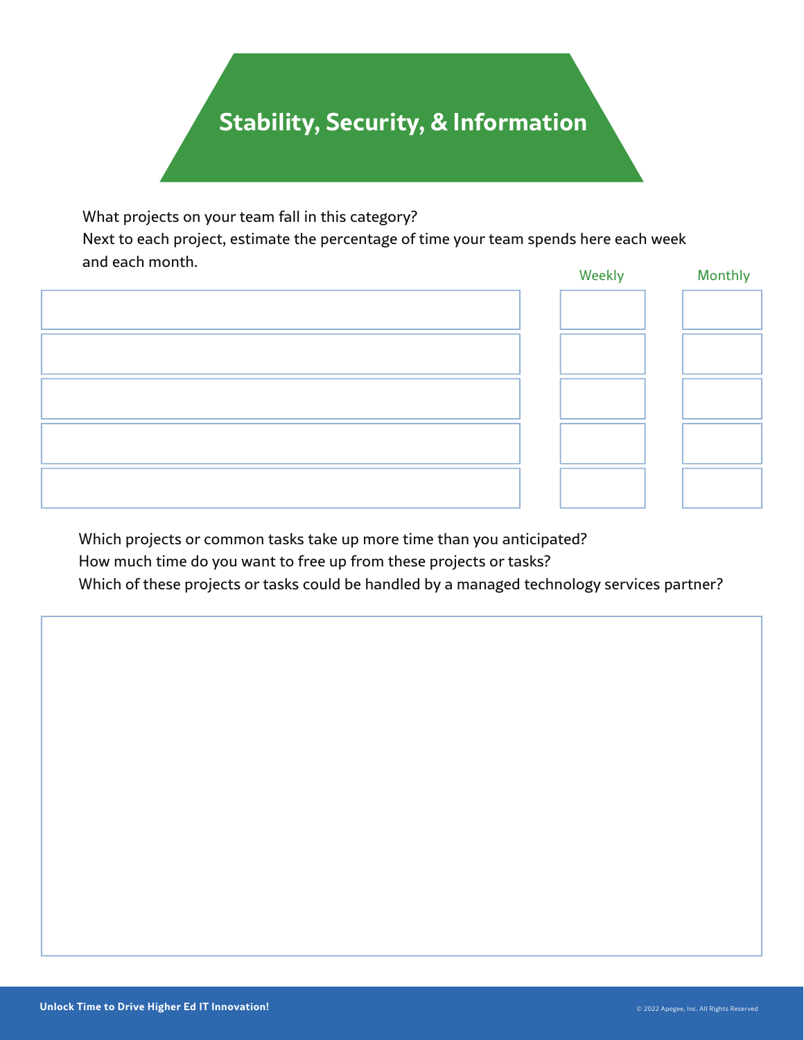# Stability, Security, & Information

What projects on your team fall in this category?
Next to each project, estimate the percentage of time your team spends here each week and each month.

| Project | Weekly | Monthly |
|---|---|---|
| | | |
| | | |
| | | |
| | | |
| | | |

Which projects or common tasks take up more time than you anticipated?
How much time do you want to free up from these projects or tasks?
Which of these projects or tasks could be handled by a managed technology services partner?

Unlock Time to Drive Higher Ed IT Innovation!

© 2022 Apogee, Inc. All Rights Reserved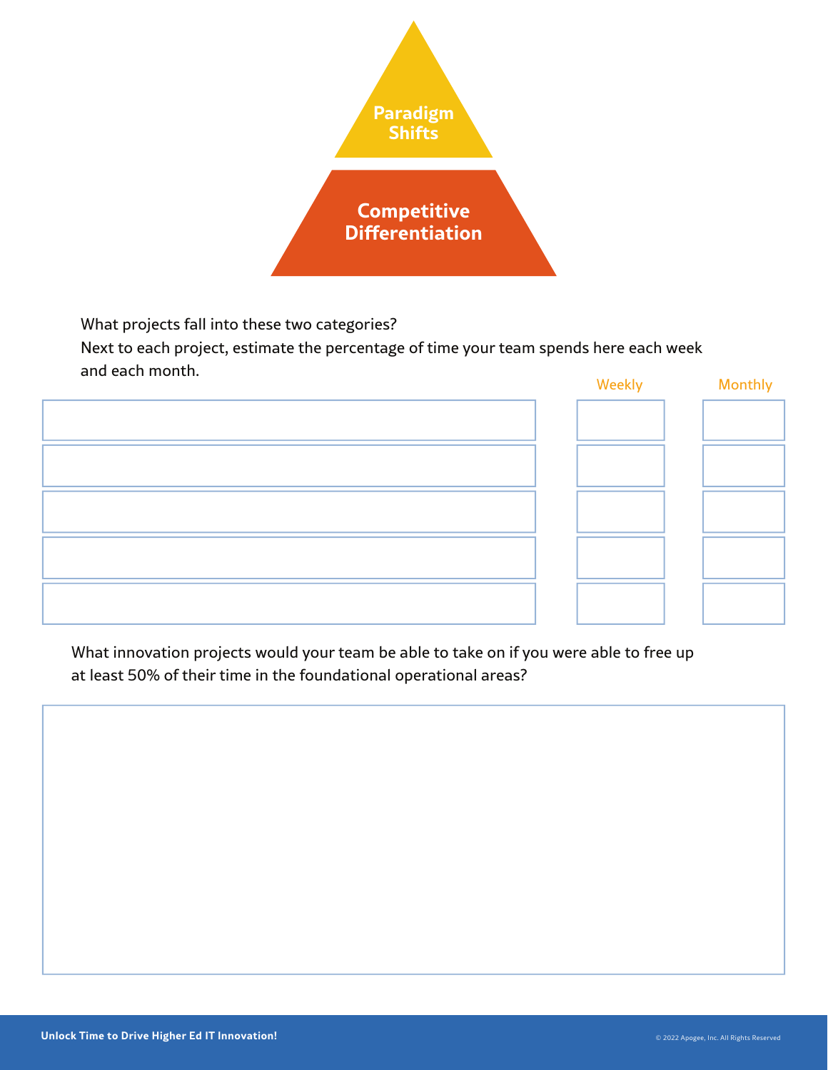Paradigm Shifts

Competitive Differentiation

What projects fall into these two categories?
Next to each project, estimate the percentage of time your team spends here each week and each month.

| | Weekly | Monthly |
|---|---|---|
| | | |
| | | |
| | | |
| | | |
| | | |

What innovation projects would your team be able to take on if you were able to free up at least 50% of their time in the foundational operational areas?

| |
|---|
| |

Unlock Time to Drive Higher Ed IT Innovation!

© 2022 Apogee, Inc. All Rights Reserved